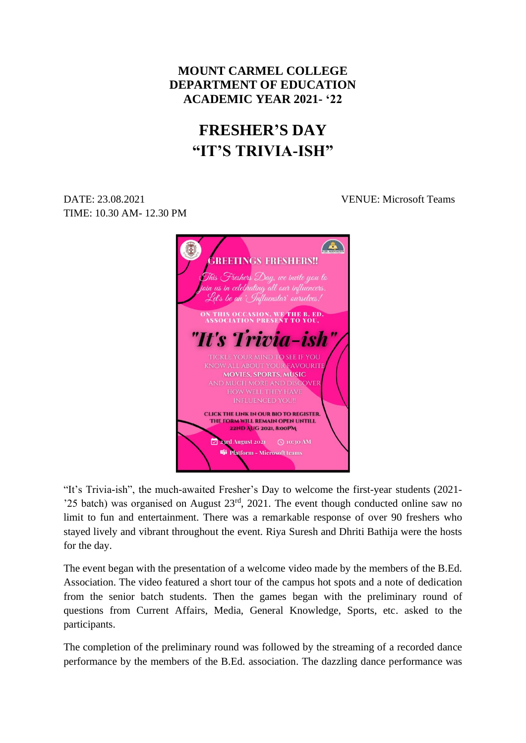**MOUNT CARMEL COLLEGE**
**DEPARTMENT OF EDUCATION**
**ACADEMIC YEAR 2021- '22**

# FRESHER'S DAY
# "IT'S TRIVIA-ISH"

DATE: 23.08.2021
TIME: 10.30 AM- 12.30 PM

VENUE: Microsoft Teams

"It's Trivia-ish", the much-awaited Fresher's Day to welcome the first-year students (2021-'25 batch) was organised on August 23rd, 2021. The event though conducted online saw no limit to fun and entertainment. There was a remarkable response of over 90 freshers who stayed lively and vibrant throughout the event. Riya Suresh and Dhriti Bathija were the hosts for the day.

The event began with the presentation of a welcome video made by the members of the B.Ed. Association. The video featured a short tour of the campus hot spots and a note of dedication from the senior batch students. Then the games began with the preliminary round of questions from Current Affairs, Media, General Knowledge, Sports, etc. asked to the participants.

The completion of the preliminary round was followed by the streaming of a recorded dance performance by the members of the B.Ed. association. The dazzling dance performance was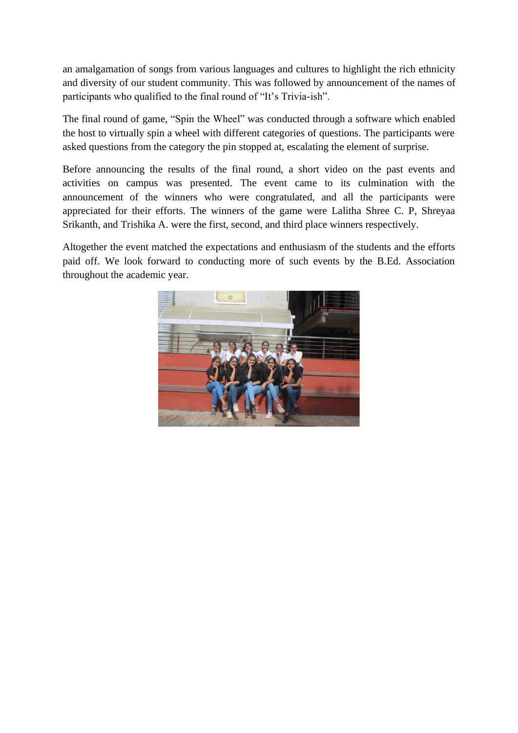an amalgamation of songs from various languages and cultures to highlight the rich ethnicity and diversity of our student community. This was followed by announcement of the names of participants who qualified to the final round of "It's Trivia-ish".

The final round of game, "Spin the Wheel" was conducted through a software which enabled the host to virtually spin a wheel with different categories of questions. The participants were asked questions from the category the pin stopped at, escalating the element of surprise.

Before announcing the results of the final round, a short video on the past events and activities on campus was presented. The event came to its culmination with the announcement of the winners who were congratulated, and all the participants were appreciated for their efforts. The winners of the game were Lalitha Shree C. P, Shreyaa Srikanth, and Trishika A. were the first, second, and third place winners respectively.

Altogether the event matched the expectations and enthusiasm of the students and the efforts paid off. We look forward to conducting more of such events by the B.Ed. Association throughout the academic year.